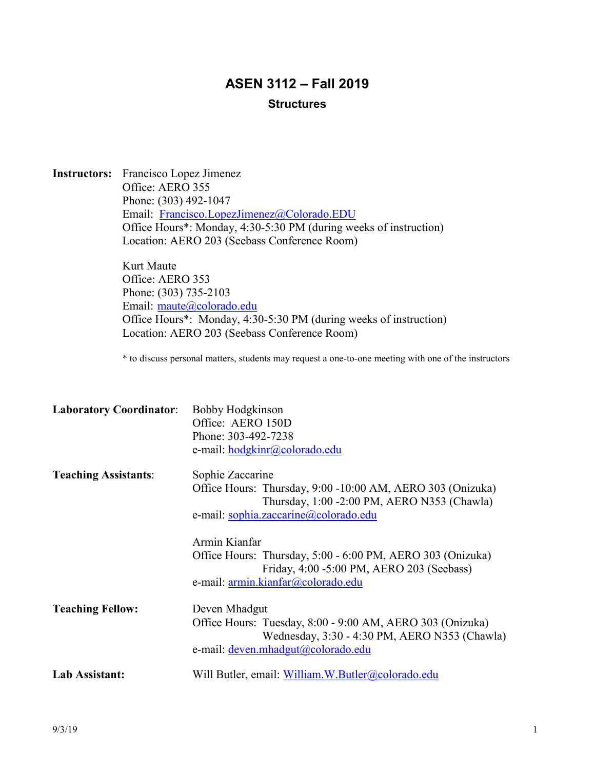# ASEN 3112 – Fall 2019

## Structures

**Instructors:** Francisco Lopez Jimenez
Office: AERO 355
Phone: (303) 492-1047
Email: Francisco.LopezJimenez@Colorado.EDU
Office Hours*: Monday, 4:30-5:30 PM (during weeks of instruction)
Location: AERO 203 (Seebass Conference Room)

Kurt Maute
Office: AERO 353
Phone: (303) 735-2103
Email: maute@colorado.edu
Office Hours*: Monday, 4:30-5:30 PM (during weeks of instruction)
Location: AERO 203 (Seebass Conference Room)

\* to discuss personal matters, students may request a one-to-one meeting with one of the instructors

**Laboratory Coordinator**: Bobby Hodgkinson
Office: AERO 150D
Phone: 303-492-7238
e-mail: hodgkinr@colorado.edu

**Teaching Assistants**: Sophie Zaccarine
Office Hours: Thursday, 9:00 -10:00 AM, AERO 303 (Onizuka)
Thursday, 1:00 -2:00 PM, AERO N353 (Chawla)
e-mail: sophia.zaccarine@colorado.edu

Armin Kianfar
Office Hours: Thursday, 5:00 - 6:00 PM, AERO 303 (Onizuka)
Friday, 4:00 -5:00 PM, AERO 203 (Seebass)
e-mail: armin.kianfar@colorado.edu

**Teaching Fellow:** Deven Mhadgut
Office Hours: Tuesday, 8:00 - 9:00 AM, AERO 303 (Onizuka)
Wednesday, 3:30 - 4:30 PM, AERO N353 (Chawla)
e-mail: deven.mhadgut@colorado.edu

**Lab Assistant:** Will Butler, email: William.W.Butler@colorado.edu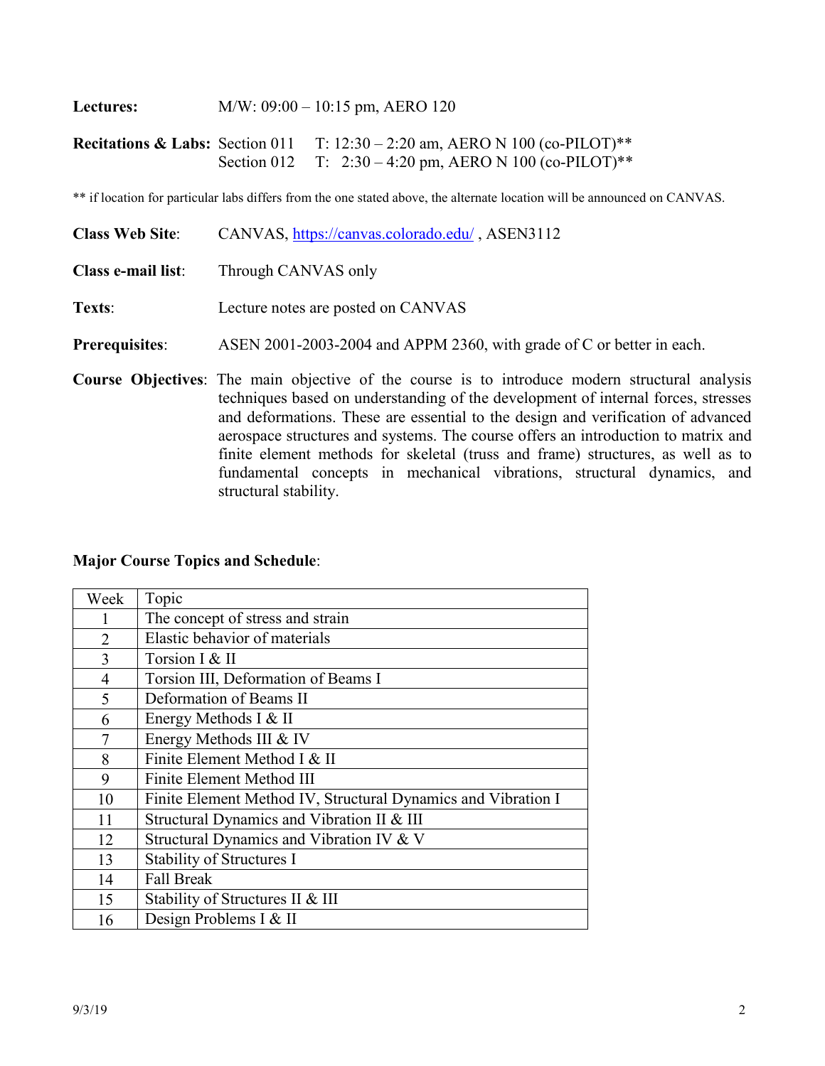**Lectures:** M/W: 09:00 – 10:15 pm, AERO 120

**Recitations & Labs:** Section 011 T: 12:30 – 2:20 am, AERO N 100 (co-PILOT)**
Section 012 T: 2:30 – 4:20 pm, AERO N 100 (co-PILOT)**

** if location for particular labs differs from the one stated above, the alternate location will be announced on CANVAS.

**Class Web Site**: CANVAS, https://canvas.colorado.edu/ , ASEN3112

**Class e-mail list**: Through CANVAS only

**Texts**: Lecture notes are posted on CANVAS

**Prerequisites**: ASEN 2001-2003-2004 and APPM 2360, with grade of C or better in each.

**Course Objectives**: The main objective of the course is to introduce modern structural analysis techniques based on understanding of the development of internal forces, stresses and deformations. These are essential to the design and verification of advanced aerospace structures and systems. The course offers an introduction to matrix and finite element methods for skeletal (truss and frame) structures, as well as to fundamental concepts in mechanical vibrations, structural dynamics, and structural stability.

**Major Course Topics and Schedule**:

| Week | Topic |
|---|---|
| 1 | The concept of stress and strain |
| 2 | Elastic behavior of materials |
| 3 | Torsion I & II |
| 4 | Torsion III, Deformation of Beams I |
| 5 | Deformation of Beams II |
| 6 | Energy Methods I & II |
| 7 | Energy Methods III & IV |
| 8 | Finite Element Method I & II |
| 9 | Finite Element Method III |
| 10 | Finite Element Method IV, Structural Dynamics and Vibration I |
| 11 | Structural Dynamics and Vibration II & III |
| 12 | Structural Dynamics and Vibration IV & V |
| 13 | Stability of Structures I |
| 14 | Fall Break |
| 15 | Stability of Structures II & III |
| 16 | Design Problems I & II |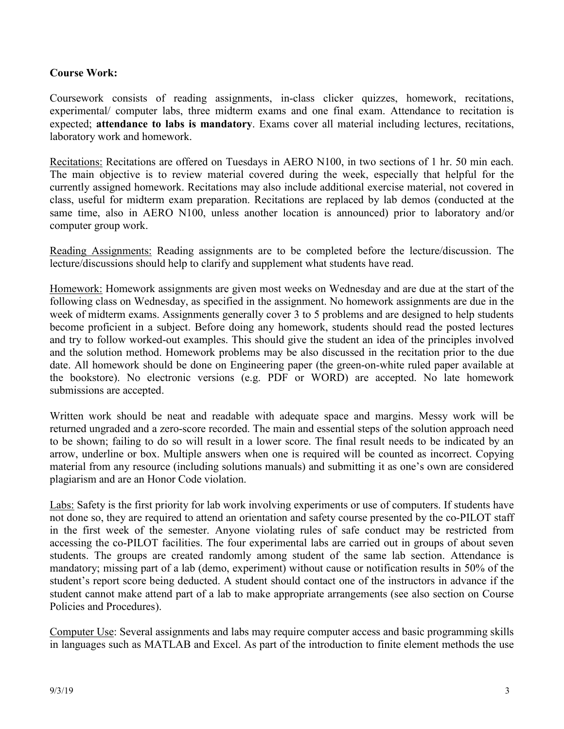**Course Work:**

Coursework consists of reading assignments, in-class clicker quizzes, homework, recitations, experimental/ computer labs, three midterm exams and one final exam. Attendance to recitation is expected; **attendance to labs is mandatory**. Exams cover all material including lectures, recitations, laboratory work and homework.

<u>Recitations:</u> Recitations are offered on Tuesdays in AERO N100, in two sections of 1 hr. 50 min each. The main objective is to review material covered during the week, especially that helpful for the currently assigned homework. Recitations may also include additional exercise material, not covered in class, useful for midterm exam preparation. Recitations are replaced by lab demos (conducted at the same time, also in AERO N100, unless another location is announced) prior to laboratory and/or computer group work.

<u>Reading Assignments:</u> Reading assignments are to be completed before the lecture/discussion. The lecture/discussions should help to clarify and supplement what students have read.

<u>Homework:</u> Homework assignments are given most weeks on Wednesday and are due at the start of the following class on Wednesday, as specified in the assignment. No homework assignments are due in the week of midterm exams. Assignments generally cover 3 to 5 problems and are designed to help students become proficient in a subject. Before doing any homework, students should read the posted lectures and try to follow worked-out examples. This should give the student an idea of the principles involved and the solution method. Homework problems may be also discussed in the recitation prior to the due date. All homework should be done on Engineering paper (the green-on-white ruled paper available at the bookstore). No electronic versions (e.g. PDF or WORD) are accepted. No late homework submissions are accepted.

Written work should be neat and readable with adequate space and margins. Messy work will be returned ungraded and a zero-score recorded. The main and essential steps of the solution approach need to be shown; failing to do so will result in a lower score. The final result needs to be indicated by an arrow, underline or box. Multiple answers when one is required will be counted as incorrect. Copying material from any resource (including solutions manuals) and submitting it as one's own are considered plagiarism and are an Honor Code violation.

<u>Labs:</u> Safety is the first priority for lab work involving experiments or use of computers. If students have not done so, they are required to attend an orientation and safety course presented by the co-PILOT staff in the first week of the semester. Anyone violating rules of safe conduct may be restricted from accessing the co-PILOT facilities. The four experimental labs are carried out in groups of about seven students. The groups are created randomly among student of the same lab section. Attendance is mandatory; missing part of a lab (demo, experiment) without cause or notification results in 50% of the student's report score being deducted. A student should contact one of the instructors in advance if the student cannot make attend part of a lab to make appropriate arrangements (see also section on Course Policies and Procedures).

<u>Computer Use</u>: Several assignments and labs may require computer access and basic programming skills in languages such as MATLAB and Excel. As part of the introduction to finite element methods the use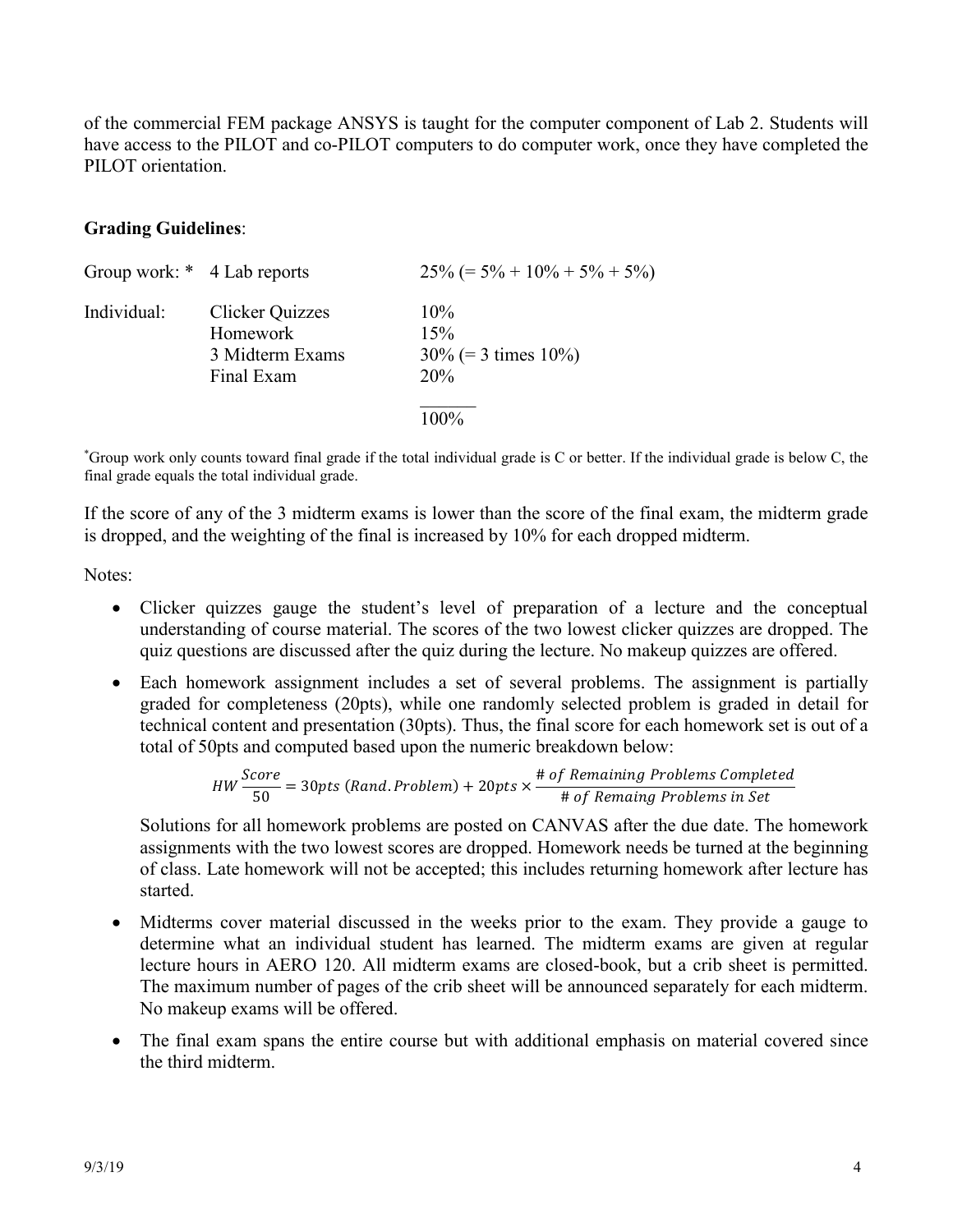of the commercial FEM package ANSYS is taught for the computer component of Lab 2. Students will have access to the PILOT and co-PILOT computers to do computer work, once they have completed the PILOT orientation.

**Grading Guidelines**:

| | | |
|---|---|---|
| Group work: * | 4 Lab reports | 25% (= 5% + 10% + 5% + 5%) |
| Individual: | Clicker Quizzes | 10% |
| | Homework | 15% |
| | 3 Midterm Exams | 30% (= 3 times 10%) |
| | Final Exam | 20% |
| | | 100% |

*Group work only counts toward final grade if the total individual grade is C or better. If the individual grade is below C, the final grade equals the total individual grade.

If the score of any of the 3 midterm exams is lower than the score of the final exam, the midterm grade is dropped, and the weighting of the final is increased by 10% for each dropped midterm.

Notes:

- Clicker quizzes gauge the student's level of preparation of a lecture and the conceptual understanding of course material. The scores of the two lowest clicker quizzes are dropped. The quiz questions are discussed after the quiz during the lecture. No makeup quizzes are offered.
- Each homework assignment includes a set of several problems. The assignment is partially graded for completeness (20pts), while one randomly selected problem is graded in detail for technical content and presentation (30pts). Thus, the final score for each homework set is out of a total of 50pts and computed based upon the numeric breakdown below:

  $$HW\frac{Score}{50} = 30pts\ (Rand.Problem) + 20pts \times \frac{\#\ of\ Remaining\ Problems\ Completed}{\#\ of\ Remaing\ Problems\ in\ Set}$$

  Solutions for all homework problems are posted on CANVAS after the due date. The homework assignments with the two lowest scores are dropped. Homework needs be turned at the beginning of class. Late homework will not be accepted; this includes returning homework after lecture has started.
- Midterms cover material discussed in the weeks prior to the exam. They provide a gauge to determine what an individual student has learned. The midterm exams are given at regular lecture hours in AERO 120. All midterm exams are closed-book, but a crib sheet is permitted. The maximum number of pages of the crib sheet will be announced separately for each midterm. No makeup exams will be offered.
- The final exam spans the entire course but with additional emphasis on material covered since the third midterm.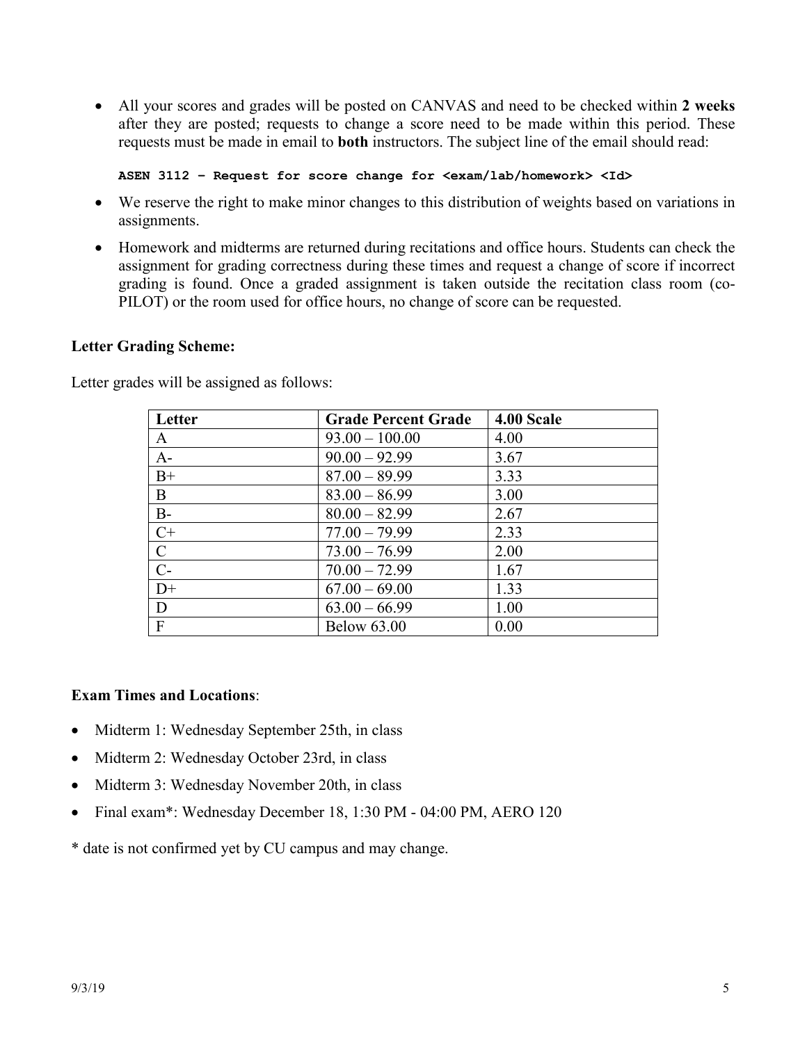- All your scores and grades will be posted on CANVAS and need to be checked within **2 weeks** after they are posted; requests to change a score need to be made within this period. These requests must be made in email to **both** instructors. The subject line of the email should read:

  **`ASEN 3112 – Request for score change for <exam/lab/homework> <Id>`**

- We reserve the right to make minor changes to this distribution of weights based on variations in assignments.
- Homework and midterms are returned during recitations and office hours. Students can check the assignment for grading correctness during these times and request a change of score if incorrect grading is found. Once a graded assignment is taken outside the recitation class room (co-PILOT) or the room used for office hours, no change of score can be requested.

**Letter Grading Scheme:**

Letter grades will be assigned as follows:

| Letter | Grade Percent Grade | 4.00 Scale |
| --- | --- | --- |
| A | 93.00 – 100.00 | 4.00 |
| A- | 90.00 – 92.99 | 3.67 |
| B+ | 87.00 – 89.99 | 3.33 |
| B | 83.00 – 86.99 | 3.00 |
| B- | 80.00 – 82.99 | 2.67 |
| C+ | 77.00 – 79.99 | 2.33 |
| C | 73.00 – 76.99 | 2.00 |
| C- | 70.00 – 72.99 | 1.67 |
| D+ | 67.00 – 69.00 | 1.33 |
| D | 63.00 – 66.99 | 1.00 |
| F | Below 63.00 | 0.00 |

**Exam Times and Locations**:

- Midterm 1: Wednesday September 25th, in class
- Midterm 2: Wednesday October 23rd, in class
- Midterm 3: Wednesday November 20th, in class
- Final exam*: Wednesday December 18, 1:30 PM - 04:00 PM, AERO 120

* date is not confirmed yet by CU campus and may change.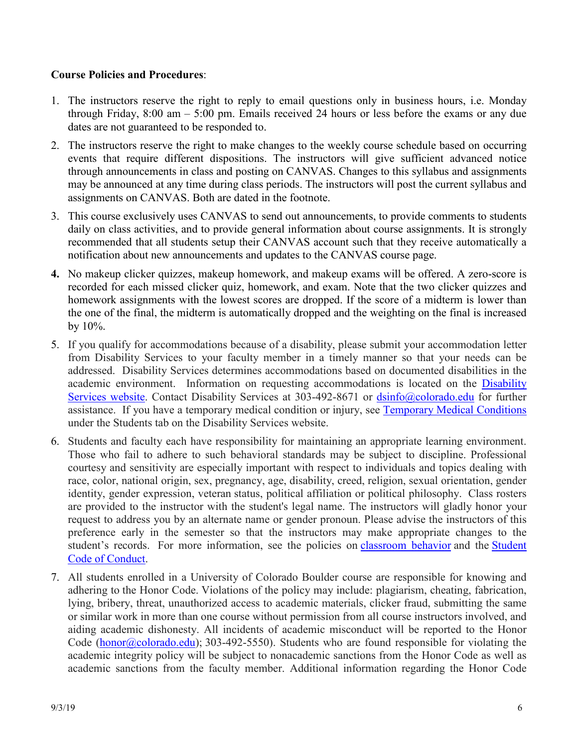**Course Policies and Procedures**:

1. The instructors reserve the right to reply to email questions only in business hours, i.e. Monday through Friday, 8:00 am – 5:00 pm. Emails received 24 hours or less before the exams or any due dates are not guaranteed to be responded to.
2. The instructors reserve the right to make changes to the weekly course schedule based on occurring events that require different dispositions. The instructors will give sufficient advanced notice through announcements in class and posting on CANVAS. Changes to this syllabus and assignments may be announced at any time during class periods. The instructors will post the current syllabus and assignments on CANVAS. Both are dated in the footnote.
3. This course exclusively uses CANVAS to send out announcements, to provide comments to students daily on class activities, and to provide general information about course assignments. It is strongly recommended that all students setup their CANVAS account such that they receive automatically a notification about new announcements and updates to the CANVAS course page.
4. No makeup clicker quizzes, makeup homework, and makeup exams will be offered. A zero-score is recorded for each missed clicker quiz, homework, and exam. Note that the two clicker quizzes and homework assignments with the lowest scores are dropped. If the score of a midterm is lower than the one of the final, the midterm is automatically dropped and the weighting on the final is increased by 10%.
5. If you qualify for accommodations because of a disability, please submit your accommodation letter from Disability Services to your faculty member in a timely manner so that your needs can be addressed. Disability Services determines accommodations based on documented disabilities in the academic environment. Information on requesting accommodations is located on the Disability Services website. Contact Disability Services at 303-492-8671 or dsinfo@colorado.edu for further assistance. If you have a temporary medical condition or injury, see Temporary Medical Conditions under the Students tab on the Disability Services website.
6. Students and faculty each have responsibility for maintaining an appropriate learning environment. Those who fail to adhere to such behavioral standards may be subject to discipline. Professional courtesy and sensitivity are especially important with respect to individuals and topics dealing with race, color, national origin, sex, pregnancy, age, disability, creed, religion, sexual orientation, gender identity, gender expression, veteran status, political affiliation or political philosophy. Class rosters are provided to the instructor with the student's legal name. The instructors will gladly honor your request to address you by an alternate name or gender pronoun. Please advise the instructors of this preference early in the semester so that the instructors may make appropriate changes to the student's records. For more information, see the policies on classroom behavior and the Student Code of Conduct.
7. All students enrolled in a University of Colorado Boulder course are responsible for knowing and adhering to the Honor Code. Violations of the policy may include: plagiarism, cheating, fabrication, lying, bribery, threat, unauthorized access to academic materials, clicker fraud, submitting the same or similar work in more than one course without permission from all course instructors involved, and aiding academic dishonesty. All incidents of academic misconduct will be reported to the Honor Code (honor@colorado.edu); 303-492-5550). Students who are found responsible for violating the academic integrity policy will be subject to nonacademic sanctions from the Honor Code as well as academic sanctions from the faculty member. Additional information regarding the Honor Code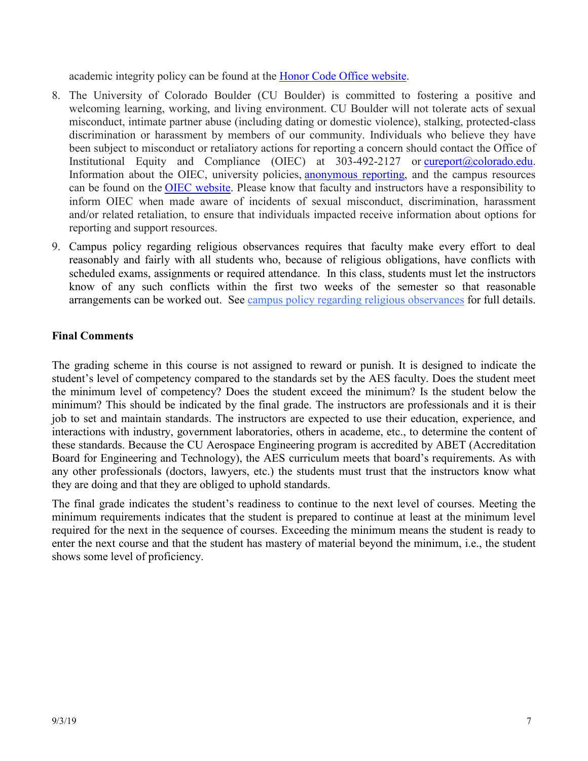academic integrity policy can be found at the Honor Code Office website.

8. The University of Colorado Boulder (CU Boulder) is committed to fostering a positive and welcoming learning, working, and living environment. CU Boulder will not tolerate acts of sexual misconduct, intimate partner abuse (including dating or domestic violence), stalking, protected-class discrimination or harassment by members of our community. Individuals who believe they have been subject to misconduct or retaliatory actions for reporting a concern should contact the Office of Institutional Equity and Compliance (OIEC) at 303-492-2127 or cureport@colorado.edu. Information about the OIEC, university policies, anonymous reporting, and the campus resources can be found on the OIEC website. Please know that faculty and instructors have a responsibility to inform OIEC when made aware of incidents of sexual misconduct, discrimination, harassment and/or related retaliation, to ensure that individuals impacted receive information about options for reporting and support resources.

9. Campus policy regarding religious observances requires that faculty make every effort to deal reasonably and fairly with all students who, because of religious obligations, have conflicts with scheduled exams, assignments or required attendance. In this class, students must let the instructors know of any such conflicts within the first two weeks of the semester so that reasonable arrangements can be worked out. See campus policy regarding religious observances for full details.

**Final Comments**

The grading scheme in this course is not assigned to reward or punish. It is designed to indicate the student's level of competency compared to the standards set by the AES faculty. Does the student meet the minimum level of competency? Does the student exceed the minimum? Is the student below the minimum? This should be indicated by the final grade. The instructors are professionals and it is their job to set and maintain standards. The instructors are expected to use their education, experience, and interactions with industry, government laboratories, others in academe, etc., to determine the content of these standards. Because the CU Aerospace Engineering program is accredited by ABET (Accreditation Board for Engineering and Technology), the AES curriculum meets that board's requirements. As with any other professionals (doctors, lawyers, etc.) the students must trust that the instructors know what they are doing and that they are obliged to uphold standards.

The final grade indicates the student's readiness to continue to the next level of courses. Meeting the minimum requirements indicates that the student is prepared to continue at least at the minimum level required for the next in the sequence of courses. Exceeding the minimum means the student is ready to enter the next course and that the student has mastery of material beyond the minimum, i.e., the student shows some level of proficiency.